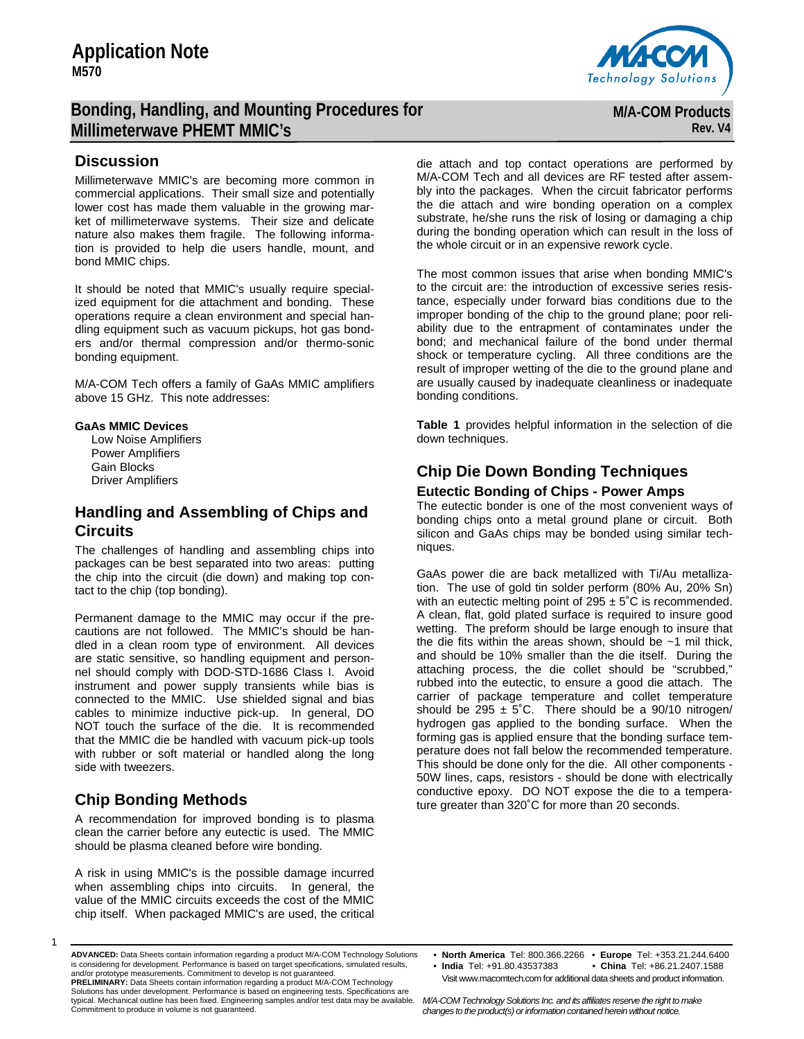# Application Note
**M570**

## Bonding, Handling, and Mounting Procedures for Millimeterwave PHEMT MMIC's

**M/A-COM Products**
**Rev. V4**

## Discussion

Millimeterwave MMIC's are becoming more common in commercial applications. Their small size and potentially lower cost has made them valuable in the growing market of millimeterwave systems. Their size and delicate nature also makes them fragile. The following information is provided to help die users handle, mount, and bond MMIC chips.

It should be noted that MMIC's usually require specialized equipment for die attachment and bonding. These operations require a clean environment and special handling equipment such as vacuum pickups, hot gas bonders and/or thermal compression and/or thermo-sonic bonding equipment.

M/A-COM Tech offers a family of GaAs MMIC amplifiers above 15 GHz. This note addresses:

**GaAs MMIC Devices**
- Low Noise Amplifiers
- Power Amplifiers
- Gain Blocks
- Driver Amplifiers

## Handling and Assembling of Chips and Circuits

The challenges of handling and assembling chips into packages can be best separated into two areas: putting the chip into the circuit (die down) and making top contact to the chip (top bonding).

Permanent damage to the MMIC may occur if the precautions are not followed. The MMIC's should be handled in a clean room type of environment. All devices are static sensitive, so handling equipment and personnel should comply with DOD-STD-1686 Class I. Avoid instrument and power supply transients while bias is connected to the MMIC. Use shielded signal and bias cables to minimize inductive pick-up. In general, DO NOT touch the surface of the die. It is recommended that the MMIC die be handled with vacuum pick-up tools with rubber or soft material or handled along the long side with tweezers.

## Chip Bonding Methods

A recommendation for improved bonding is to plasma clean the carrier before any eutectic is used. The MMIC should be plasma cleaned before wire bonding.

A risk in using MMIC's is the possible damage incurred when assembling chips into circuits. In general, the value of the MMIC circuits exceeds the cost of the MMIC chip itself. When packaged MMIC's are used, the critical die attach and top contact operations are performed by M/A-COM Tech and all devices are RF tested after assembly into the packages. When the circuit fabricator performs the die attach and wire bonding operation on a complex substrate, he/she runs the risk of losing or damaging a chip during the bonding operation which can result in the loss of the whole circuit or in an expensive rework cycle.

The most common issues that arise when bonding MMIC's to the circuit are: the introduction of excessive series resistance, especially under forward bias conditions due to the improper bonding of the chip to the ground plane; poor reliability due to the entrapment of contaminates under the bond; and mechanical failure of the bond under thermal shock or temperature cycling. All three conditions are the result of improper wetting of the die to the ground plane and are usually caused by inadequate cleanliness or inadequate bonding conditions.

**Table 1** provides helpful information in the selection of die down techniques.

## Chip Die Down Bonding Techniques

### Eutectic Bonding of Chips - Power Amps

The eutectic bonder is one of the most convenient ways of bonding chips onto a metal ground plane or circuit. Both silicon and GaAs chips may be bonded using similar techniques.

GaAs power die are back metallized with Ti/Au metallization. The use of gold tin solder perform (80% Au, 20% Sn) with an eutectic melting point of 295 ± 5˚C is recommended. A clean, flat, gold plated surface is required to insure good wetting. The preform should be large enough to insure that the die fits within the areas shown, should be ~1 mil thick, and should be 10% smaller than the die itself. During the attaching process, the die collet should be "scrubbed," rubbed into the eutectic, to ensure a good die attach. The carrier of package temperature and collet temperature should be 295 ± 5˚C. There should be a 90/10 nitrogen/hydrogen gas applied to the bonding surface. When the forming gas is applied ensure that the bonding surface temperature does not fall below the recommended temperature. This should be done only for the die. All other components - 50W lines, caps, resistors - should be done with electrically conductive epoxy. DO NOT expose the die to a temperature greater than 320˚C for more than 20 seconds.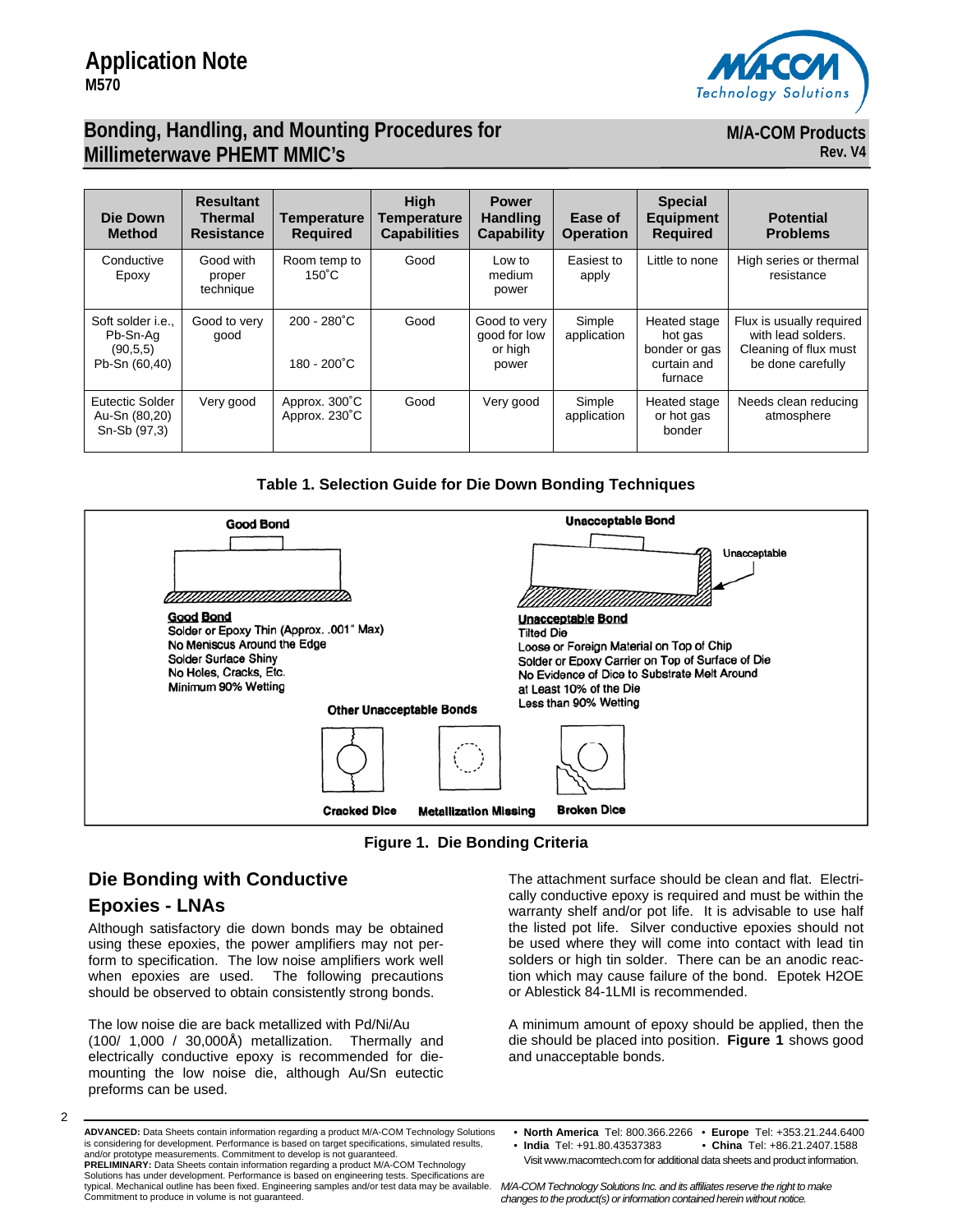| Die Down Method | Resultant Thermal Resistance | Temperature Required | High Temperature Capabilities | Power Handling Capability | Ease of Operation | Special Equipment Required | Potential Problems |
|---|---|---|---|---|---|---|---|
| Conductive Epoxy | Good with proper technique | Room temp to 150˚C | Good | Low to medium power | Easiest to apply | Little to none | High series or thermal resistance |
| Soft solder i.e., Pb-Sn-Ag (90,5,5) Pb-Sn (60,40) | Good to very good | 200 - 280˚C 180 - 200˚C | Good | Good to very good for low or high power | Simple application | Heated stage hot gas bonder or gas curtain and furnace | Flux is usually required with lead solders. Cleaning of flux must be done carefully |
| Eutectic Solder Au-Sn (80,20) Sn-Sb (97,3) | Very good | Approx. 300˚C Approx. 230˚C | Good | Very good | Simple application | Heated stage or hot gas bonder | Needs clean reducing atmosphere |

**Table 1. Selection Guide for Die Down Bonding Techniques**

**Good Bond**

Good Bond
- Solder or Epoxy Thin (Approx. .001" Max)
- No Meniscus Around the Edge
- Solder Surface Shiny
- No Holes, Cracks, Etc.
- Minimum 90% Wetting

**Unacceptable Bond**

Unacceptable

Unacceptable Bond
- Tilted Die
- Loose or Foreign Material on Top of Chip
- Solder or Epoxy Carrier on Top of Surface of Die
- No Evidence of Dice to Substrate Melt Around at Least 10% of the Die
- Less than 90% Wetting

**Other Unacceptable Bonds**

Cracked Dice — Metallization Missing — Broken Dice

**Figure 1. Die Bonding Criteria**

## Die Bonding with Conductive Epoxies - LNAs

Although satisfactory die down bonds may be obtained using these epoxies, the power amplifiers may not perform to specification. The low noise amplifiers work well when epoxies are used. The following precautions should be observed to obtain consistently strong bonds.

The low noise die are back metallized with Pd/Ni/Au (100/ 1,000 / 30,000Å) metallization. Thermally and electrically conductive epoxy is recommended for die-mounting the low noise die, although Au/Sn eutectic preforms can be used.

The attachment surface should be clean and flat. Electrically conductive epoxy is required and must be within the warranty shelf and/or pot life. It is advisable to use half the listed pot life. Silver conductive epoxies should not be used where they will come into contact with lead tin solders or high tin solder. There can be an anodic reaction which may cause failure of the bond. Epotek H2OE or Ablestick 84-1LMI is recommended.

A minimum amount of epoxy should be applied, then the die should be placed into position. **Figure 1** shows good and unacceptable bonds.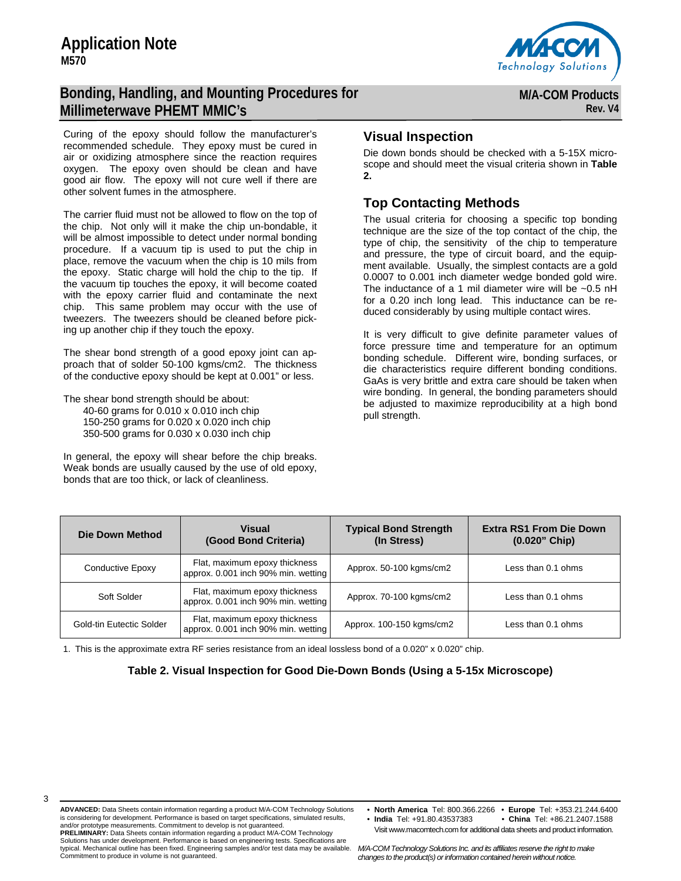Curing of the epoxy should follow the manufacturer's recommended schedule. They epoxy must be cured in air or oxidizing atmosphere since the reaction requires oxygen. The epoxy oven should be clean and have good air flow. The epoxy will not cure well if there are other solvent fumes in the atmosphere.

The carrier fluid must not be allowed to flow on the top of the chip. Not only will it make the chip un-bondable, it will be almost impossible to detect under normal bonding procedure. If a vacuum tip is used to put the chip in place, remove the vacuum when the chip is 10 mils from the epoxy. Static charge will hold the chip to the tip. If the vacuum tip touches the epoxy, it will become coated with the epoxy carrier fluid and contaminate the next chip. This same problem may occur with the use of tweezers. The tweezers should be cleaned before picking up another chip if they touch the epoxy.

The shear bond strength of a good epoxy joint can approach that of solder 50-100 kgms/cm2. The thickness of the conductive epoxy should be kept at 0.001" or less.

The shear bond strength should be about:

- 40-60 grams for 0.010 x 0.010 inch chip
- 150-250 grams for 0.020 x 0.020 inch chip
- 350-500 grams for 0.030 x 0.030 inch chip

In general, the epoxy will shear before the chip breaks. Weak bonds are usually caused by the use of old epoxy, bonds that are too thick, or lack of cleanliness.

## Visual Inspection

Die down bonds should be checked with a 5-15X microscope and should meet the visual criteria shown in **Table 2.**

## Top Contacting Methods

The usual criteria for choosing a specific top bonding technique are the size of the top contact of the chip, the type of chip, the sensitivity of the chip to temperature and pressure, the type of circuit board, and the equipment available. Usually, the simplest contacts are a gold 0.0007 to 0.001 inch diameter wedge bonded gold wire. The inductance of a 1 mil diameter wire will be ~0.5 nH for a 0.20 inch long lead. This inductance can be reduced considerably by using multiple contact wires.

It is very difficult to give definite parameter values of force pressure time and temperature for an optimum bonding schedule. Different wire, bonding surfaces, or die characteristics require different bonding conditions. GaAs is very brittle and extra care should be taken when wire bonding. In general, the bonding parameters should be adjusted to maximize reproducibility at a high bond pull strength.

| Die Down Method | Visual (Good Bond Criteria) | Typical Bond Strength (In Stress) | Extra RS1 From Die Down (0.020" Chip) |
|---|---|---|---|
| Conductive Epoxy | Flat, maximum epoxy thickness approx. 0.001 inch 90% min. wetting | Approx. 50-100 kgms/cm2 | Less than 0.1 ohms |
| Soft Solder | Flat, maximum epoxy thickness approx. 0.001 inch 90% min. wetting | Approx. 70-100 kgms/cm2 | Less than 0.1 ohms |
| Gold-tin Eutectic Solder | Flat, maximum epoxy thickness approx. 0.001 inch 90% min. wetting | Approx. 100-150 kgms/cm2 | Less than 0.1 ohms |

1. This is the approximate extra RF series resistance from an ideal lossless bond of a 0.020" x 0.020" chip.

**Table 2. Visual Inspection for Good Die-Down Bonds (Using a 5-15x Microscope)**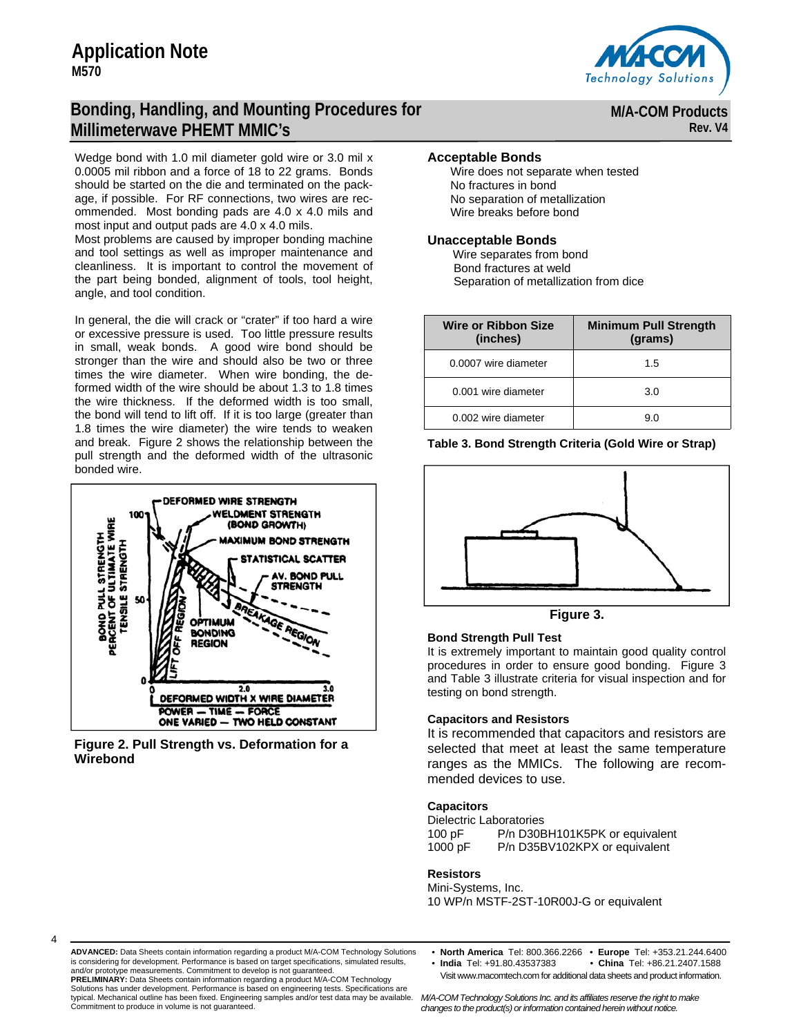Wedge bond with 1.0 mil diameter gold wire or 3.0 mil x 0.0005 mil ribbon and a force of 18 to 22 grams. Bonds should be started on the die and terminated on the package, if possible. For RF connections, two wires are recommended. Most bonding pads are 4.0 x 4.0 mils and most input and output pads are 4.0 x 4.0 mils.

Most problems are caused by improper bonding machine and tool settings as well as improper maintenance and cleanliness. It is important to control the movement of the part being bonded, alignment of tools, tool height, angle, and tool condition.

In general, the die will crack or "crater" if too hard a wire or excessive pressure is used. Too little pressure results in small, weak bonds. A good wire bond should be stronger than the wire and should also be two or three times the wire diameter. When wire bonding, the deformed width of the wire should be about 1.3 to 1.8 times the wire thickness. If the deformed width is too small, the bond will tend to lift off. If it is too large (greater than 1.8 times the wire diameter) the wire tends to weaken and break. Figure 2 shows the relationship between the pull strength and the deformed width of the ultrasonic bonded wire.

DEFORMED WIRE STRENGTH
WELDMENT STRENGTH (BOND GROWTH)
MAXIMUM BOND STRENGTH
STATISTICAL SCATTER
AV. BOND PULL STRENGTH
BREAKAGE REGION
OPTIMUM BONDING REGION
LIFT OFF REGION
BOND PULL STRENGTH PERCENT OF ULTIMATE WIRE TENSILE STRENGTH
100
50
0
0
2.0
3.0
DEFORMED WIDTH X WIRE DIAMETER
POWER — TIME — FORCE
ONE VARIED — TWO HELD CONSTANT

**Figure 2. Pull Strength vs. Deformation for a Wirebond**

### Acceptable Bonds

Wire does not separate when tested
No fractures in bond
No separation of metallization
Wire breaks before bond

### Unacceptable Bonds

Wire separates from bond
Bond fractures at weld
Separation of metallization from dice

| Wire or Ribbon Size (inches) | Minimum Pull Strength (grams) |
|---|---|
| 0.0007 wire diameter | 1.5 |
| 0.001 wire diameter | 3.0 |
| 0.002 wire diameter | 9.0 |

**Table 3. Bond Strength Criteria (Gold Wire or Strap)**

**Figure 3.**

### Bond Strength Pull Test

It is extremely important to maintain good quality control procedures in order to ensure good bonding. Figure 3 and Table 3 illustrate criteria for visual inspection and for testing on bond strength.

### Capacitors and Resistors

It is recommended that capacitors and resistors are selected that meet at least the same temperature ranges as the MMICs. The following are recommended devices to use.

### Capacitors

Dielectric Laboratories
100 pF P/n D30BH101K5PK or equivalent
1000 pF P/n D35BV102KPX or equivalent

### Resistors

Mini-Systems, Inc.
10 WP/n MSTF-2ST-10R00J-G or equivalent